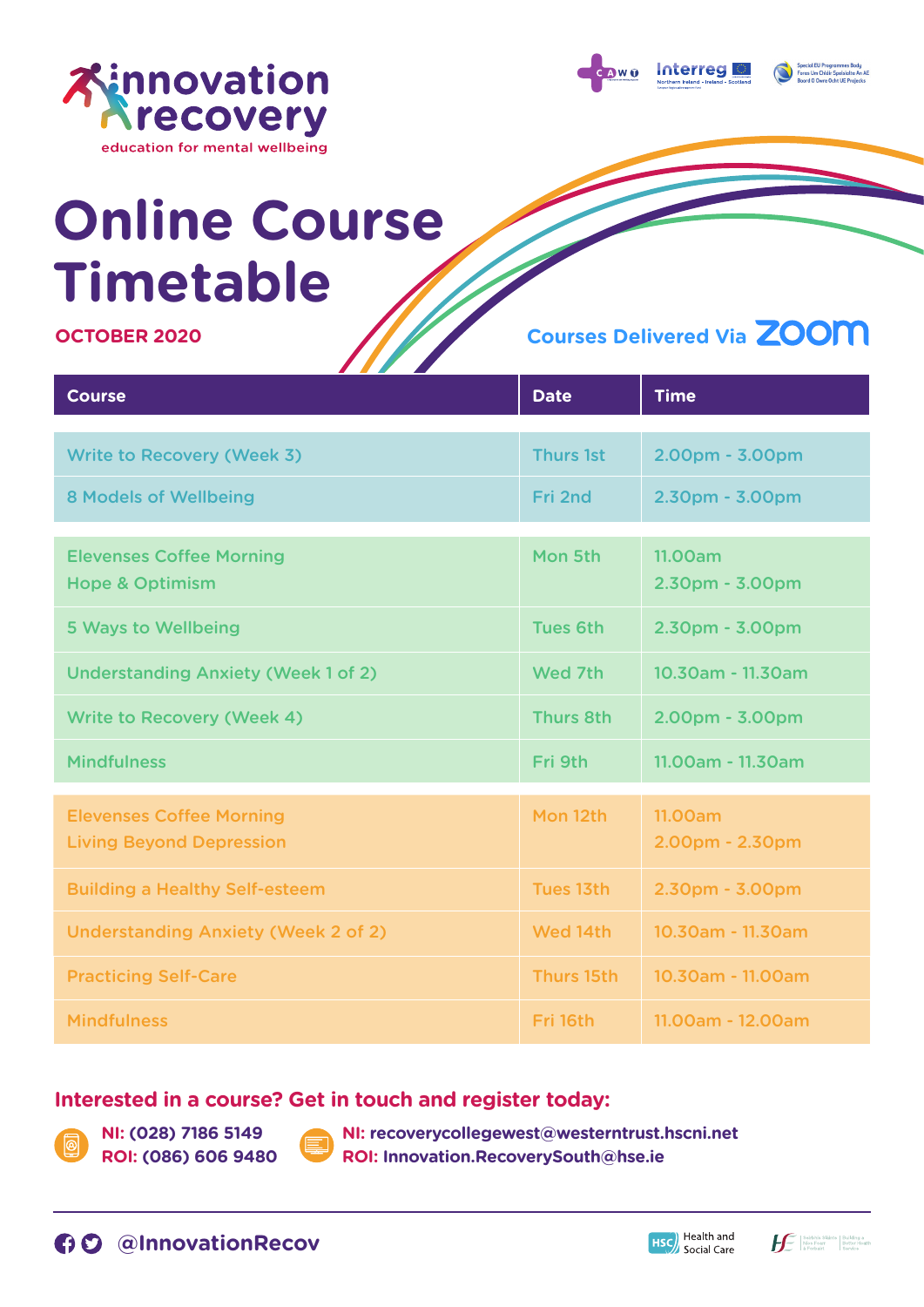innovation recovery
education for mental wellbeing

# Online Course Timetable

**OCTOBER 2020**

**Courses Delivered Via ZOOM**

| Course | Date | Time |
|---|---|---|
| Write to Recovery (Week 3) | Thurs 1st | 2.00pm - 3.00pm |
| 8 Models of Wellbeing | Fri 2nd | 2.30pm - 3.00pm |
| Elevenses Coffee Morning<br>Hope & Optimism | Mon 5th | 11.00am<br>2.30pm - 3.00pm |
| 5 Ways to Wellbeing | Tues 6th | 2.30pm - 3.00pm |
| Understanding Anxiety (Week 1 of 2) | Wed 7th | 10.30am - 11.30am |
| Write to Recovery (Week 4) | Thurs 8th | 2.00pm - 3.00pm |
| Mindfulness | Fri 9th | 11.00am - 11.30am |
| Elevenses Coffee Morning<br>Living Beyond Depression | Mon 12th | 11.00am<br>2.00pm - 2.30pm |
| Building a Healthy Self-esteem | Tues 13th | 2.30pm - 3.00pm |
| Understanding Anxiety (Week 2 of 2) | Wed 14th | 10.30am - 11.30am |
| Practicing Self-Care | Thurs 15th | 10.30am - 11.00am |
| Mindfulness | Fri 16th | 11.00am - 12.00am |

## Interested in a course? Get in touch and register today:

**NI: (028) 7186 5149**
**ROI: (086) 606 9480**

**NI: recoverycollegewest@westerntrust.hscni.net**
**ROI: Innovation.RecoverySouth@hse.ie**

@InnovationRecov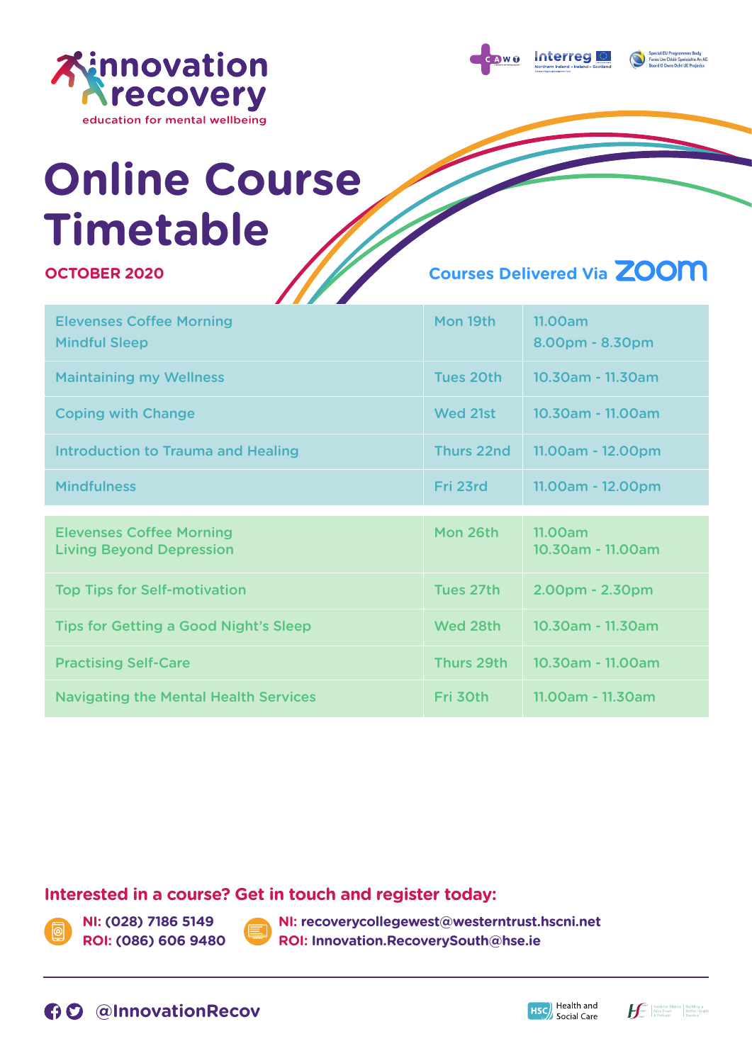innovation recovery
education for mental wellbeing

# Online Course Timetable

**OCTOBER 2020**

**Courses Delivered Via ZOOM**

| | | |
|---|---|---|
| Elevenses Coffee Morning<br>Mindful Sleep | Mon 19th | 11.00am<br>8.00pm - 8.30pm |
| Maintaining my Wellness | Tues 20th | 10.30am - 11.30am |
| Coping with Change | Wed 21st | 10.30am - 11.00am |
| Introduction to Trauma and Healing | Thurs 22nd | 11.00am - 12.00pm |
| Mindfulness | Fri 23rd | 11.00am - 12.00pm |
| Elevenses Coffee Morning<br>Living Beyond Depression | Mon 26th | 11.00am<br>10.30am - 11.00am |
| Top Tips for Self-motivation | Tues 27th | 2.00pm - 2.30pm |
| Tips for Getting a Good Night's Sleep | Wed 28th | 10.30am - 11.30am |
| Practising Self-Care | Thurs 29th | 10.30am - 11.00am |
| Navigating the Mental Health Services | Fri 30th | 11.00am - 11.30am |

## Interested in a course? Get in touch and register today:

**NI: (028) 7186 5149**
**ROI: (086) 606 9480**

**NI: recoverycollegewest@westerntrust.hscni.net**
**ROI: Innovation.RecoverySouth@hse.ie**

**@InnovationRecov**

Health and Social Care